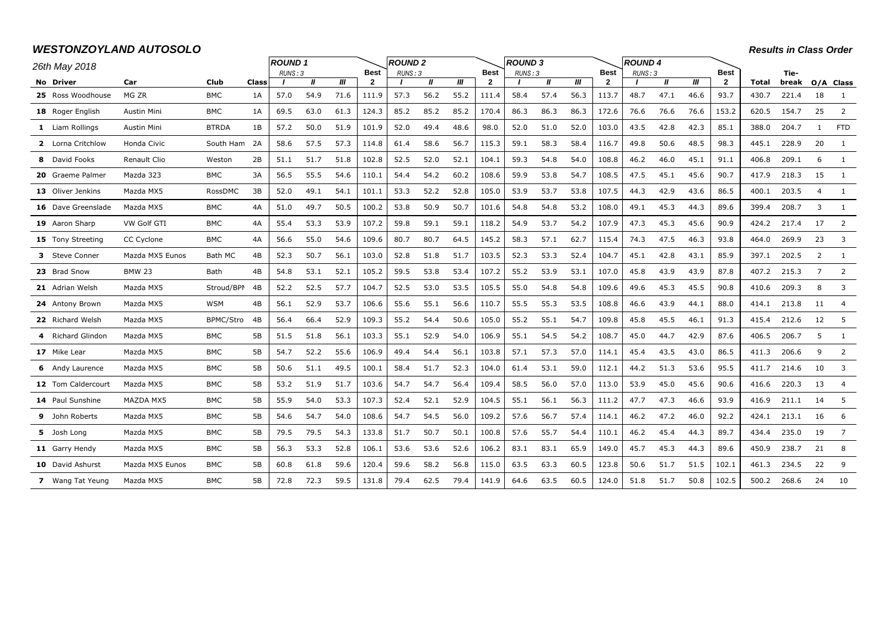# WESTONZOYLAND AUTOSOLO

***Results in Class Order***

*26th May 2018*

| No | Driver | Car | Club | Class | ROUND 1 RUNS: 3 I | II | III | Best 2 | ROUND 2 RUNS: 3 I | II | III | Best 2 | ROUND 3 RUNS: 3 I | II | III | Best 2 | ROUND 4 RUNS: 3 I | II | III | Best 2 | Total | Tie-break | O/A | Class |
|---|---|---|---|---|---|---|---|---|---|---|---|---|---|---|---|---|---|---|---|---|---|---|---|---|
| **25** | Ross Woodhouse | MG ZR | BMC | 1A | 57.0 | 54.9 | 71.6 | 111.9 | 57.3 | 56.2 | 55.2 | 111.4 | 58.4 | 57.4 | 56.3 | 113.7 | 48.7 | 47.1 | 46.6 | 93.7 | 430.7 | 221.4 | 18 | 1 |
| **18** | Roger English | Austin Mini | BMC | 1A | 69.5 | 63.0 | 61.3 | 124.3 | 85.2 | 85.2 | 85.2 | 170.4 | 86.3 | 86.3 | 86.3 | 172.6 | 76.6 | 76.6 | 76.6 | 153.2 | 620.5 | 154.7 | 25 | 2 |
| **1** | Liam Rollings | Austin Mini | BTRDA | 1B | 57.2 | 50.0 | 51.9 | 101.9 | 52.0 | 49.4 | 48.6 | 98.0 | 52.0 | 51.0 | 52.0 | 103.0 | 43.5 | 42.8 | 42.3 | 85.1 | 388.0 | 204.7 | 1 | FTD |
| **2** | Lorna Critchlow | Honda Civic | South Ham | 2A | 58.6 | 57.5 | 57.3 | 114.8 | 61.4 | 58.6 | 56.7 | 115.3 | 59.1 | 58.3 | 58.4 | 116.7 | 49.8 | 50.6 | 48.5 | 98.3 | 445.1 | 228.9 | 20 | 1 |
| **8** | David Fooks | Renault Clio | Weston | 2B | 51.1 | 51.7 | 51.8 | 102.8 | 52.5 | 52.0 | 52.1 | 104.1 | 59.3 | 54.8 | 54.0 | 108.8 | 46.2 | 46.0 | 45.1 | 91.1 | 406.8 | 209.1 | 6 | 1 |
| **20** | Graeme Palmer | Mazda 323 | BMC | 3A | 56.5 | 55.5 | 54.6 | 110.1 | 54.4 | 54.2 | 60.2 | 108.6 | 59.9 | 53.8 | 54.7 | 108.5 | 47.5 | 45.1 | 45.6 | 90.7 | 417.9 | 218.3 | 15 | 1 |
| **13** | Oliver Jenkins | Mazda MX5 | RossDMC | 3B | 52.0 | 49.1 | 54.1 | 101.1 | 53.3 | 52.2 | 52.8 | 105.0 | 53.9 | 53.7 | 53.8 | 107.5 | 44.3 | 42.9 | 43.6 | 86.5 | 400.1 | 203.5 | 4 | 1 |
| **16** | Dave Greenslade | Mazda MX5 | BMC | 4A | 51.0 | 49.7 | 50.5 | 100.2 | 53.8 | 50.9 | 50.7 | 101.6 | 54.8 | 54.8 | 53.2 | 108.0 | 49.1 | 45.3 | 44.3 | 89.6 | 399.4 | 208.7 | 3 | 1 |
| **19** | Aaron Sharp | VW Golf GTI | BMC | 4A | 55.4 | 53.3 | 53.9 | 107.2 | 59.8 | 59.1 | 59.1 | 118.2 | 54.9 | 53.7 | 54.2 | 107.9 | 47.3 | 45.3 | 45.6 | 90.9 | 424.2 | 217.4 | 17 | 2 |
| **15** | Tony Streeting | CC Cyclone | BMC | 4A | 56.6 | 55.0 | 54.6 | 109.6 | 80.7 | 80.7 | 64.5 | 145.2 | 58.3 | 57.1 | 62.7 | 115.4 | 74.3 | 47.5 | 46.3 | 93.8 | 464.0 | 269.9 | 23 | 3 |
| **3** | Steve Conner | Mazda MX5 Eunos | Bath MC | 4B | 52.3 | 50.7 | 56.1 | 103.0 | 52.8 | 51.8 | 51.7 | 103.5 | 52.3 | 53.3 | 52.4 | 104.7 | 45.1 | 42.8 | 43.1 | 85.9 | 397.1 | 202.5 | 2 | 1 |
| **23** | Brad Snow | BMW 23 | Bath | 4B | 54.8 | 53.1 | 52.1 | 105.2 | 59.5 | 53.8 | 53.4 | 107.2 | 55.2 | 53.9 | 53.1 | 107.0 | 45.8 | 43.9 | 43.9 | 87.8 | 407.2 | 215.3 | 7 | 2 |
| **21** | Adrian Welsh | Mazda MX5 | Stroud/BPM | 4B | 52.2 | 52.5 | 57.7 | 104.7 | 52.5 | 53.0 | 53.5 | 105.5 | 55.0 | 54.8 | 54.8 | 109.6 | 49.6 | 45.3 | 45.5 | 90.8 | 410.6 | 209.3 | 8 | 3 |
| **24** | Antony Brown | Mazda MX5 | WSM | 4B | 56.1 | 52.9 | 53.7 | 106.6 | 55.6 | 55.1 | 56.6 | 110.7 | 55.5 | 55.3 | 53.5 | 108.8 | 46.6 | 43.9 | 44.1 | 88.0 | 414.1 | 213.8 | 11 | 4 |
| **22** | Richard Welsh | Mazda MX5 | BPMC/Stro | 4B | 56.4 | 66.4 | 52.9 | 109.3 | 55.2 | 54.4 | 50.6 | 105.0 | 55.2 | 55.1 | 54.7 | 109.8 | 45.8 | 45.5 | 46.1 | 91.3 | 415.4 | 212.6 | 12 | 5 |
| **4** | Richard Glindon | Mazda MX5 | BMC | 5B | 51.5 | 51.8 | 56.1 | 103.3 | 55.1 | 52.9 | 54.0 | 106.9 | 55.1 | 54.5 | 54.2 | 108.7 | 45.0 | 44.7 | 42.9 | 87.6 | 406.5 | 206.7 | 5 | 1 |
| **17** | Mike Lear | Mazda MX5 | BMC | 5B | 54.7 | 52.2 | 55.6 | 106.9 | 49.4 | 54.4 | 56.1 | 103.8 | 57.1 | 57.3 | 57.0 | 114.1 | 45.4 | 43.5 | 43.0 | 86.5 | 411.3 | 206.6 | 9 | 2 |
| **6** | Andy Laurence | Mazda MX5 | BMC | 5B | 50.6 | 51.1 | 49.5 | 100.1 | 58.4 | 51.7 | 52.3 | 104.0 | 61.4 | 53.1 | 59.0 | 112.1 | 44.2 | 51.3 | 53.6 | 95.5 | 411.7 | 214.6 | 10 | 3 |
| **12** | Tom Caldercourt | Mazda MX5 | BMC | 5B | 53.2 | 51.9 | 51.7 | 103.6 | 54.7 | 54.7 | 56.4 | 109.4 | 58.5 | 56.0 | 57.0 | 113.0 | 53.9 | 45.0 | 45.6 | 90.6 | 416.6 | 220.3 | 13 | 4 |
| **14** | Paul Sunshine | MAZDA MX5 | BMC | 5B | 55.9 | 54.0 | 53.3 | 107.3 | 52.4 | 52.1 | 52.9 | 104.5 | 55.1 | 56.1 | 56.3 | 111.2 | 47.7 | 47.3 | 46.6 | 93.9 | 416.9 | 211.1 | 14 | 5 |
| **9** | John Roberts | Mazda MX5 | BMC | 5B | 54.6 | 54.7 | 54.0 | 108.6 | 54.7 | 54.5 | 56.0 | 109.2 | 57.6 | 56.7 | 57.4 | 114.1 | 46.2 | 47.2 | 46.0 | 92.2 | 424.1 | 213.1 | 16 | 6 |
| **5** | Josh Long | Mazda MX5 | BMC | 5B | 79.5 | 79.5 | 54.3 | 133.8 | 51.7 | 50.7 | 50.1 | 100.8 | 57.6 | 55.7 | 54.4 | 110.1 | 46.2 | 45.4 | 44.3 | 89.7 | 434.4 | 235.0 | 19 | 7 |
| **11** | Garry Hendy | Mazda MX5 | BMC | 5B | 56.3 | 53.3 | 52.8 | 106.1 | 53.6 | 53.6 | 52.6 | 106.2 | 83.1 | 83.1 | 65.9 | 149.0 | 45.7 | 45.3 | 44.3 | 89.6 | 450.9 | 238.7 | 21 | 8 |
| **10** | David Ashurst | Mazda MX5 Eunos | BMC | 5B | 60.8 | 61.8 | 59.6 | 120.4 | 59.6 | 58.2 | 56.8 | 115.0 | 63.5 | 63.3 | 60.5 | 123.8 | 50.6 | 51.7 | 51.5 | 102.1 | 461.3 | 234.5 | 22 | 9 |
| **7** | Wang Tat Yeung | Mazda MX5 | BMC | 5B | 72.8 | 72.3 | 59.5 | 131.8 | 79.4 | 62.5 | 79.4 | 141.9 | 64.6 | 63.5 | 60.5 | 124.0 | 51.8 | 51.7 | 50.8 | 102.5 | 500.2 | 268.6 | 24 | 10 |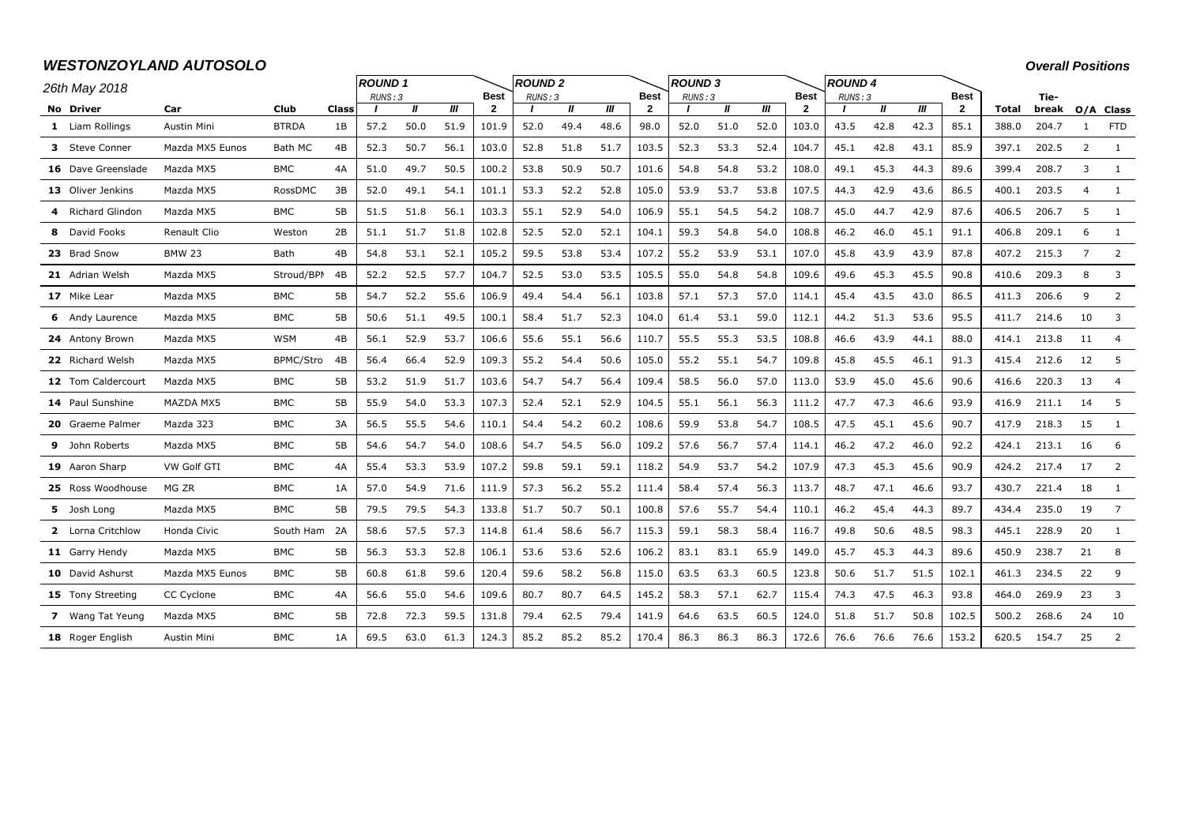# *WESTONZOYLAND AUTOSOLO*

***Overall Positions***

*26th May 2018*

| No | Driver | Car | Club | Class | *ROUND 1* RUNS: 3 I | II | III | Best 2 | *ROUND 2* RUNS: 3 I | II | III | Best 2 | *ROUND 3* RUNS: 3 I | II | III | Best 2 | *ROUND 4* RUNS: 3 I | II | III | Best 2 | Total | Tie-break | O/A | Class |
|---|---|---|---|---|---|---|---|---|---|---|---|---|---|---|---|---|---|---|---|---|---|---|---|---|
| **1** | Liam Rollings | Austin Mini | BTRDA | 1B | 57.2 | 50.0 | 51.9 | 101.9 | 52.0 | 49.4 | 48.6 | 98.0 | 52.0 | 51.0 | 52.0 | 103.0 | 43.5 | 42.8 | 42.3 | 85.1 | 388.0 | 204.7 | 1 | FTD |
| **3** | Steve Conner | Mazda MX5 Eunos | Bath MC | 4B | 52.3 | 50.7 | 56.1 | 103.0 | 52.8 | 51.8 | 51.7 | 103.5 | 52.3 | 53.3 | 52.4 | 104.7 | 45.1 | 42.8 | 43.1 | 85.9 | 397.1 | 202.5 | 2 | 1 |
| **16** | Dave Greenslade | Mazda MX5 | BMC | 4A | 51.0 | 49.7 | 50.5 | 100.2 | 53.8 | 50.9 | 50.7 | 101.6 | 54.8 | 54.8 | 53.2 | 108.0 | 49.1 | 45.3 | 44.3 | 89.6 | 399.4 | 208.7 | 3 | 1 |
| **13** | Oliver Jenkins | Mazda MX5 | RossDMC | 3B | 52.0 | 49.1 | 54.1 | 101.1 | 53.3 | 52.2 | 52.8 | 105.0 | 53.9 | 53.7 | 53.8 | 107.5 | 44.3 | 42.9 | 43.6 | 86.5 | 400.1 | 203.5 | 4 | 1 |
| **4** | Richard Glindon | Mazda MX5 | BMC | 5B | 51.5 | 51.8 | 56.1 | 103.3 | 55.1 | 52.9 | 54.0 | 106.9 | 55.1 | 54.5 | 54.2 | 108.7 | 45.0 | 44.7 | 42.9 | 87.6 | 406.5 | 206.7 | 5 | 1 |
| **8** | David Fooks | Renault Clio | Weston | 2B | 51.1 | 51.7 | 51.8 | 102.8 | 52.5 | 52.0 | 52.1 | 104.1 | 59.3 | 54.8 | 54.0 | 108.8 | 46.2 | 46.0 | 45.1 | 91.1 | 406.8 | 209.1 | 6 | 1 |
| **23** | Brad Snow | BMW 23 | Bath | 4B | 54.8 | 53.1 | 52.1 | 105.2 | 59.5 | 53.8 | 53.4 | 107.2 | 55.2 | 53.9 | 53.1 | 107.0 | 45.8 | 43.9 | 43.9 | 87.8 | 407.2 | 215.3 | 7 | 2 |
| **21** | Adrian Welsh | Mazda MX5 | Stroud/BPM | 4B | 52.2 | 52.5 | 57.7 | 104.7 | 52.5 | 53.0 | 53.5 | 105.5 | 55.0 | 54.8 | 54.8 | 109.6 | 49.6 | 45.3 | 45.5 | 90.8 | 410.6 | 209.3 | 8 | 3 |
| **17** | Mike Lear | Mazda MX5 | BMC | 5B | 54.7 | 52.2 | 55.6 | 106.9 | 49.4 | 54.4 | 56.1 | 103.8 | 57.1 | 57.3 | 57.0 | 114.1 | 45.4 | 43.5 | 43.0 | 86.5 | 411.3 | 206.6 | 9 | 2 |
| **6** | Andy Laurence | Mazda MX5 | BMC | 5B | 50.6 | 51.1 | 49.5 | 100.1 | 58.4 | 51.7 | 52.3 | 104.0 | 61.4 | 53.1 | 59.0 | 112.1 | 44.2 | 51.3 | 53.6 | 95.5 | 411.7 | 214.6 | 10 | 3 |
| **24** | Antony Brown | Mazda MX5 | WSM | 4B | 56.1 | 52.9 | 53.7 | 106.6 | 55.6 | 55.1 | 56.6 | 110.7 | 55.5 | 55.3 | 53.5 | 108.8 | 46.6 | 43.9 | 44.1 | 88.0 | 414.1 | 213.8 | 11 | 4 |
| **22** | Richard Welsh | Mazda MX5 | BPMC/Stro | 4B | 56.4 | 66.4 | 52.9 | 109.3 | 55.2 | 54.4 | 50.6 | 105.0 | 55.2 | 55.1 | 54.7 | 109.8 | 45.8 | 45.5 | 46.1 | 91.3 | 415.4 | 212.6 | 12 | 5 |
| **12** | Tom Caldercourt | Mazda MX5 | BMC | 5B | 53.2 | 51.9 | 51.7 | 103.6 | 54.7 | 54.7 | 56.4 | 109.4 | 58.5 | 56.0 | 57.0 | 113.0 | 53.9 | 45.0 | 45.6 | 90.6 | 416.6 | 220.3 | 13 | 4 |
| **14** | Paul Sunshine | MAZDA MX5 | BMC | 5B | 55.9 | 54.0 | 53.3 | 107.3 | 52.4 | 52.1 | 52.9 | 104.5 | 55.1 | 56.1 | 56.3 | 111.2 | 47.7 | 47.3 | 46.6 | 93.9 | 416.9 | 211.1 | 14 | 5 |
| **20** | Graeme Palmer | Mazda 323 | BMC | 3A | 56.5 | 55.5 | 54.6 | 110.1 | 54.4 | 54.2 | 60.2 | 108.6 | 59.9 | 53.8 | 54.7 | 108.5 | 47.5 | 45.1 | 45.6 | 90.7 | 417.9 | 218.3 | 15 | 1 |
| **9** | John Roberts | Mazda MX5 | BMC | 5B | 54.6 | 54.7 | 54.0 | 108.6 | 54.7 | 54.5 | 56.0 | 109.2 | 57.6 | 56.7 | 57.4 | 114.1 | 46.2 | 47.2 | 46.0 | 92.2 | 424.1 | 213.1 | 16 | 6 |
| **19** | Aaron Sharp | VW Golf GTI | BMC | 4A | 55.4 | 53.3 | 53.9 | 107.2 | 59.8 | 59.1 | 59.1 | 118.2 | 54.9 | 53.7 | 54.2 | 107.9 | 47.3 | 45.3 | 45.6 | 90.9 | 424.2 | 217.4 | 17 | 2 |
| **25** | Ross Woodhouse | MG ZR | BMC | 1A | 57.0 | 54.9 | 71.6 | 111.9 | 57.3 | 56.2 | 55.2 | 111.4 | 58.4 | 57.4 | 56.3 | 113.7 | 48.7 | 47.1 | 46.6 | 93.7 | 430.7 | 221.4 | 18 | 1 |
| **5** | Josh Long | Mazda MX5 | BMC | 5B | 79.5 | 79.5 | 54.3 | 133.8 | 51.7 | 50.7 | 50.1 | 100.8 | 57.6 | 55.7 | 54.4 | 110.1 | 46.2 | 45.4 | 44.3 | 89.7 | 434.4 | 235.0 | 19 | 7 |
| **2** | Lorna Critchlow | Honda Civic | South Ham | 2A | 58.6 | 57.5 | 57.3 | 114.8 | 61.4 | 58.6 | 56.7 | 115.3 | 59.1 | 58.3 | 58.4 | 116.7 | 49.8 | 50.6 | 48.5 | 98.3 | 445.1 | 228.9 | 20 | 1 |
| **11** | Garry Hendy | Mazda MX5 | BMC | 5B | 56.3 | 53.3 | 52.8 | 106.1 | 53.6 | 53.6 | 52.6 | 106.2 | 83.1 | 83.1 | 65.9 | 149.0 | 45.7 | 45.3 | 44.3 | 89.6 | 450.9 | 238.7 | 21 | 8 |
| **10** | David Ashurst | Mazda MX5 Eunos | BMC | 5B | 60.8 | 61.8 | 59.6 | 120.4 | 59.6 | 58.2 | 56.8 | 115.0 | 63.5 | 63.3 | 60.5 | 123.8 | 50.6 | 51.7 | 51.5 | 102.1 | 461.3 | 234.5 | 22 | 9 |
| **15** | Tony Streeting | CC Cyclone | BMC | 4A | 56.6 | 55.0 | 54.6 | 109.6 | 80.7 | 80.7 | 64.5 | 145.2 | 58.3 | 57.1 | 62.7 | 115.4 | 74.3 | 47.5 | 46.3 | 93.8 | 464.0 | 269.9 | 23 | 3 |
| **7** | Wang Tat Yeung | Mazda MX5 | BMC | 5B | 72.8 | 72.3 | 59.5 | 131.8 | 79.4 | 62.5 | 79.4 | 141.9 | 64.6 | 63.5 | 60.5 | 124.0 | 51.8 | 51.7 | 50.8 | 102.5 | 500.2 | 268.6 | 24 | 10 |
| **18** | Roger English | Austin Mini | BMC | 1A | 69.5 | 63.0 | 61.3 | 124.3 | 85.2 | 85.2 | 85.2 | 170.4 | 86.3 | 86.3 | 86.3 | 172.6 | 76.6 | 76.6 | 76.6 | 153.2 | 620.5 | 154.7 | 25 | 2 |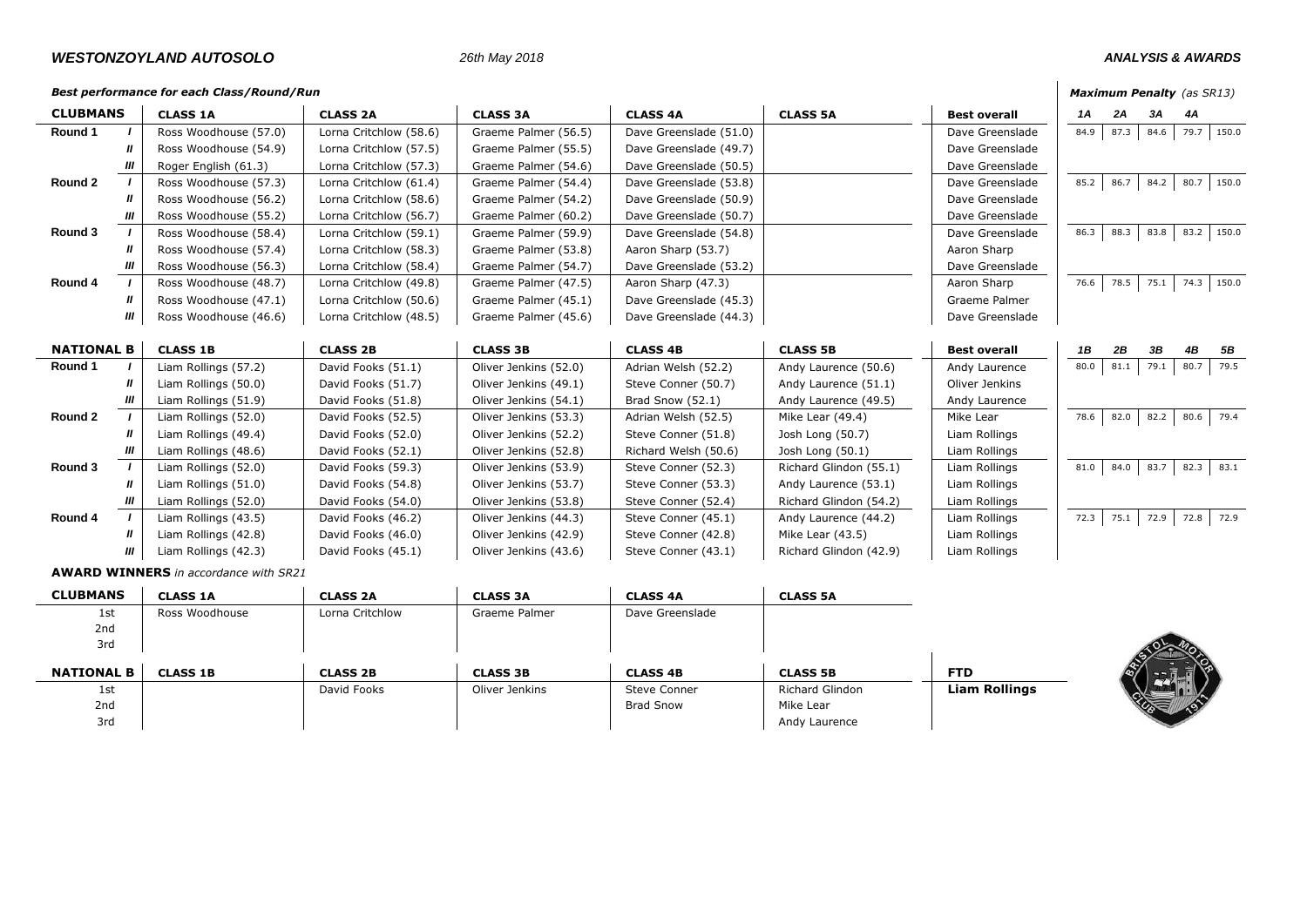# WESTONZOYLAND AUTOSOLO

26th May 2018

**ANALYSIS & AWARDS**

### Best performance for each Class/Round/Run

| CLUBMANS | | CLASS 1A | CLASS 2A | CLASS 3A | CLASS 4A | CLASS 5A | Best overall |
|---|---|---|---|---|---|---|---|
| Round 1 | I | Ross Woodhouse (57.0) | Lorna Critchlow (58.6) | Graeme Palmer (56.5) | Dave Greenslade (51.0) | | Dave Greenslade |
| | II | Ross Woodhouse (54.9) | Lorna Critchlow (57.5) | Graeme Palmer (55.5) | Dave Greenslade (49.7) | | Dave Greenslade |
| | III | Roger English (61.3) | Lorna Critchlow (57.3) | Graeme Palmer (54.6) | Dave Greenslade (50.5) | | Dave Greenslade |
| Round 2 | I | Ross Woodhouse (57.3) | Lorna Critchlow (61.4) | Graeme Palmer (54.4) | Dave Greenslade (53.8) | | Dave Greenslade |
| | II | Ross Woodhouse (58.2) | Lorna Critchlow (58.6) | Graeme Palmer (54.2) | Dave Greenslade (50.9) | | Dave Greenslade |
| | III | Ross Woodhouse (55.2) | Lorna Critchlow (56.7) | Graeme Palmer (60.2) | Dave Greenslade (50.7) | | Dave Greenslade |
| Round 3 | I | Ross Woodhouse (58.4) | Lorna Critchlow (59.1) | Graeme Palmer (59.9) | Dave Greenslade (54.8) | | Dave Greenslade |
| | II | Ross Woodhouse (57.4) | Lorna Critchlow (58.3) | Graeme Palmer (53.8) | Aaron Sharp (53.7) | | Aaron Sharp |
| | III | Ross Woodhouse (56.3) | Lorna Critchlow (58.4) | Graeme Palmer (54.7) | Dave Greenslade (53.2) | | Dave Greenslade |
| Round 4 | I | Ross Woodhouse (48.7) | Lorna Critchlow (49.8) | Graeme Palmer (47.5) | Aaron Sharp (47.3) | | Aaron Sharp |
| | II | Ross Woodhouse (47.1) | Lorna Critchlow (50.6) | Graeme Palmer (45.1) | Dave Greenslade (45.3) | | Graeme Palmer |
| | III | Ross Woodhouse (46.6) | Lorna Critchlow (48.5) | Graeme Palmer (45.6) | Dave Greenslade (44.3) | | Dave Greenslade |

| NATIONAL B | | CLASS 1B | CLASS 2B | CLASS 3B | CLASS 4B | CLASS 5B | Best overall |
|---|---|---|---|---|---|---|---|
| Round 1 | I | Liam Rollings (57.2) | David Fooks (51.1) | Oliver Jenkins (52.0) | Adrian Welsh (52.2) | Andy Laurence (50.6) | Andy Laurence |
| | II | Liam Rollings (50.0) | David Fooks (51.7) | Oliver Jenkins (49.1) | Steve Conner (50.7) | Andy Laurence (51.1) | Oliver Jenkins |
| | III | Liam Rollings (51.9) | David Fooks (51.8) | Oliver Jenkins (54.1) | Brad Snow (52.1) | Andy Laurence (49.5) | Andy Laurence |
| Round 2 | I | Liam Rollings (52.0) | David Fooks (52.5) | Oliver Jenkins (53.3) | Adrian Welsh (52.5) | Mike Lear (49.4) | Mike Lear |
| | II | Liam Rollings (49.4) | David Fooks (52.0) | Oliver Jenkins (52.2) | Steve Conner (51.8) | Josh Long (50.7) | Liam Rollings |
| | III | Liam Rollings (48.6) | David Fooks (52.1) | Oliver Jenkins (52.8) | Richard Welsh (50.6) | Josh Long (50.1) | Liam Rollings |
| Round 3 | I | Liam Rollings (52.0) | David Fooks (59.3) | Oliver Jenkins (53.9) | Steve Conner (52.3) | Richard Glindon (55.1) | Liam Rollings |
| | II | Liam Rollings (51.0) | David Fooks (54.8) | Oliver Jenkins (53.7) | Steve Conner (53.3) | Andy Laurence (53.1) | Liam Rollings |
| | III | Liam Rollings (52.0) | David Fooks (54.0) | Oliver Jenkins (53.8) | Steve Conner (52.4) | Richard Glindon (54.2) | Liam Rollings |
| Round 4 | I | Liam Rollings (43.5) | David Fooks (46.2) | Oliver Jenkins (44.3) | Steve Conner (45.1) | Andy Laurence (44.2) | Liam Rollings |
| | II | Liam Rollings (42.8) | David Fooks (46.0) | Oliver Jenkins (42.9) | Steve Conner (42.8) | Mike Lear (43.5) | Liam Rollings |
| | III | Liam Rollings (42.3) | David Fooks (45.1) | Oliver Jenkins (43.6) | Steve Conner (43.1) | Richard Glindon (42.9) | Liam Rollings |

### Maximum Penalty (as SR13)

| | 1A | 2A | 3A | 4A | |
|---|---|---|---|---|---|
| Round 1 | 84.9 | 87.3 | 84.6 | 79.7 | 150.0 |
| Round 2 | 85.2 | 86.7 | 84.2 | 80.7 | 150.0 |
| Round 3 | 86.3 | 88.3 | 83.8 | 83.2 | 150.0 |
| Round 4 | 76.6 | 78.5 | 75.1 | 74.3 | 150.0 |

| | 1B | 2B | 3B | 4B | 5B |
|---|---|---|---|---|---|
| Round 1 | 80.0 | 81.1 | 79.1 | 80.7 | 79.5 |
| Round 2 | 78.6 | 82.0 | 82.2 | 80.6 | 79.4 |
| Round 3 | 81.0 | 84.0 | 83.7 | 82.3 | 83.1 |
| Round 4 | 72.3 | 75.1 | 72.9 | 72.8 | 72.9 |

### AWARD WINNERS *in accordance with SR21*

| CLUBMANS | CLASS 1A | CLASS 2A | CLASS 3A | CLASS 4A | CLASS 5A |
|---|---|---|---|---|---|
| 1st | Ross Woodhouse | Lorna Critchlow | Graeme Palmer | Dave Greenslade | |
| 2nd | | | | | |
| 3rd | | | | | |

| NATIONAL B | CLASS 1B | CLASS 2B | CLASS 3B | CLASS 4B | CLASS 5B | FTD |
|---|---|---|---|---|---|---|
| 1st | | David Fooks | Oliver Jenkins | Steve Conner | Richard Glindon | **Liam Rollings** |
| 2nd | | | | Brad Snow | Mike Lear | |
| 3rd | | | | | Andy Laurence | |